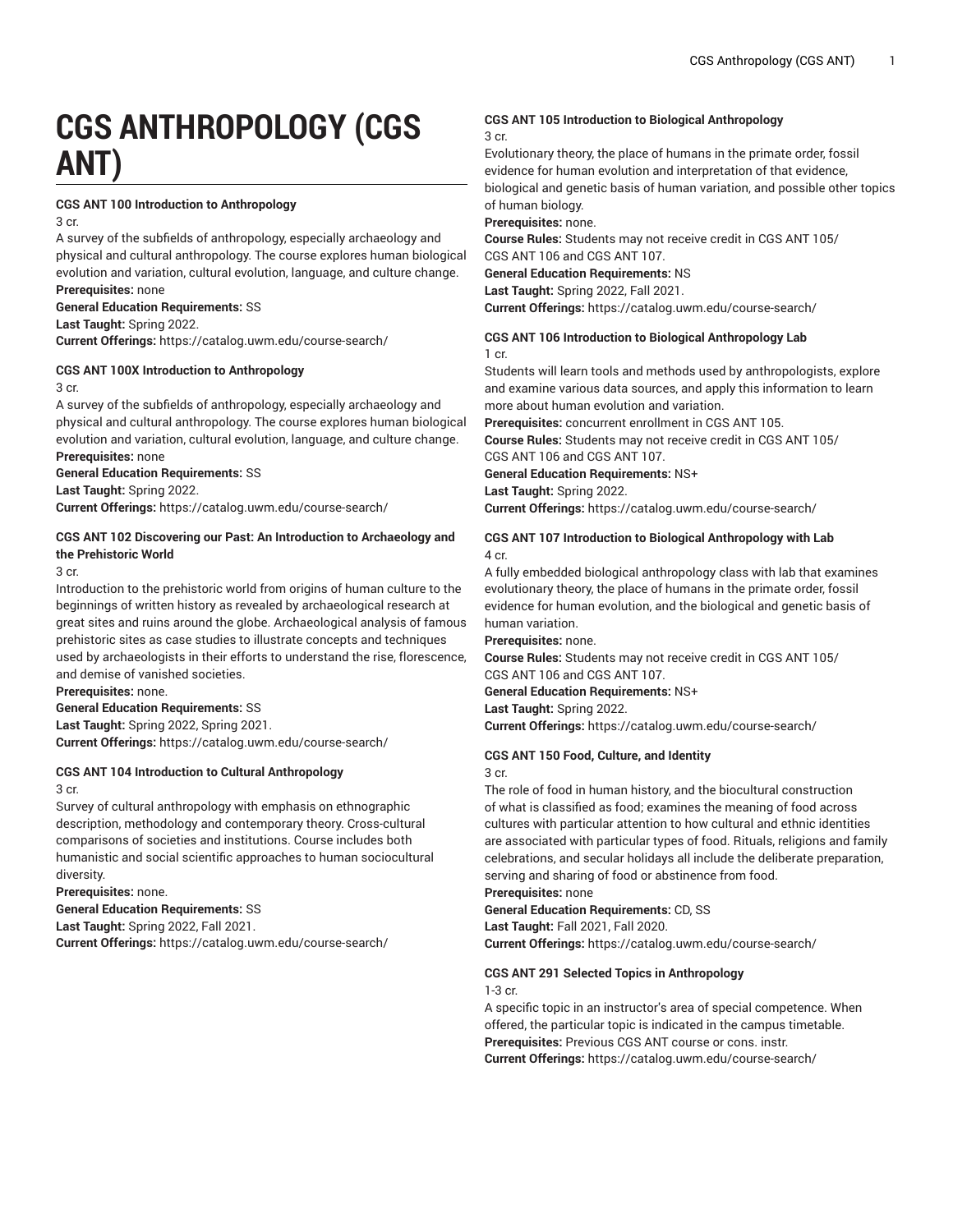# CGS ANTHROPOLOGY (CGS ANT)

**CGS ANT 100 Introduction to Anthropology**
3 cr.
A survey of the subfields of anthropology, especially archaeology and physical and cultural anthropology. The course explores human biological evolution and variation, cultural evolution, language, and culture change.
**Prerequisites:** none
**General Education Requirements:** SS
**Last Taught:** Spring 2022.
**Current Offerings:** https://catalog.uwm.edu/course-search/

**CGS ANT 100X Introduction to Anthropology**
3 cr.
A survey of the subfields of anthropology, especially archaeology and physical and cultural anthropology. The course explores human biological evolution and variation, cultural evolution, language, and culture change.
**Prerequisites:** none
**General Education Requirements:** SS
**Last Taught:** Spring 2022.
**Current Offerings:** https://catalog.uwm.edu/course-search/

**CGS ANT 102 Discovering our Past: An Introduction to Archaeology and the Prehistoric World**
3 cr.
Introduction to the prehistoric world from origins of human culture to the beginnings of written history as revealed by archaeological research at great sites and ruins around the globe. Archaeological analysis of famous prehistoric sites as case studies to illustrate concepts and techniques used by archaeologists in their efforts to understand the rise, florescence, and demise of vanished societies.
**Prerequisites:** none.
**General Education Requirements:** SS
**Last Taught:** Spring 2022, Spring 2021.
**Current Offerings:** https://catalog.uwm.edu/course-search/

**CGS ANT 104 Introduction to Cultural Anthropology**
3 cr.
Survey of cultural anthropology with emphasis on ethnographic description, methodology and contemporary theory. Cross-cultural comparisons of societies and institutions. Course includes both humanistic and social scientific approaches to human sociocultural diversity.
**Prerequisites:** none.
**General Education Requirements:** SS
**Last Taught:** Spring 2022, Fall 2021.
**Current Offerings:** https://catalog.uwm.edu/course-search/

**CGS ANT 105 Introduction to Biological Anthropology**
3 cr.
Evolutionary theory, the place of humans in the primate order, fossil evidence for human evolution and interpretation of that evidence, biological and genetic basis of human variation, and possible other topics of human biology.
**Prerequisites:** none.
**Course Rules:** Students may not receive credit in CGS ANT 105/ CGS ANT 106 and CGS ANT 107.
**General Education Requirements:** NS
**Last Taught:** Spring 2022, Fall 2021.
**Current Offerings:** https://catalog.uwm.edu/course-search/

**CGS ANT 106 Introduction to Biological Anthropology Lab**
1 cr.
Students will learn tools and methods used by anthropologists, explore and examine various data sources, and apply this information to learn more about human evolution and variation.
**Prerequisites:** concurrent enrollment in CGS ANT 105.
**Course Rules:** Students may not receive credit in CGS ANT 105/ CGS ANT 106 and CGS ANT 107.
**General Education Requirements:** NS+
**Last Taught:** Spring 2022.
**Current Offerings:** https://catalog.uwm.edu/course-search/

**CGS ANT 107 Introduction to Biological Anthropology with Lab**
4 cr.
A fully embedded biological anthropology class with lab that examines evolutionary theory, the place of humans in the primate order, fossil evidence for human evolution, and the biological and genetic basis of human variation.
**Prerequisites:** none.
**Course Rules:** Students may not receive credit in CGS ANT 105/ CGS ANT 106 and CGS ANT 107.
**General Education Requirements:** NS+
**Last Taught:** Spring 2022.
**Current Offerings:** https://catalog.uwm.edu/course-search/

**CGS ANT 150 Food, Culture, and Identity**
3 cr.
The role of food in human history, and the biocultural construction of what is classified as food; examines the meaning of food across cultures with particular attention to how cultural and ethnic identities are associated with particular types of food. Rituals, religions and family celebrations, and secular holidays all include the deliberate preparation, serving and sharing of food or abstinence from food.
**Prerequisites:** none
**General Education Requirements:** CD, SS
**Last Taught:** Fall 2021, Fall 2020.
**Current Offerings:** https://catalog.uwm.edu/course-search/

**CGS ANT 291 Selected Topics in Anthropology**
1-3 cr.
A specific topic in an instructor's area of special competence. When offered, the particular topic is indicated in the campus timetable.
**Prerequisites:** Previous CGS ANT course or cons. instr.
**Current Offerings:** https://catalog.uwm.edu/course-search/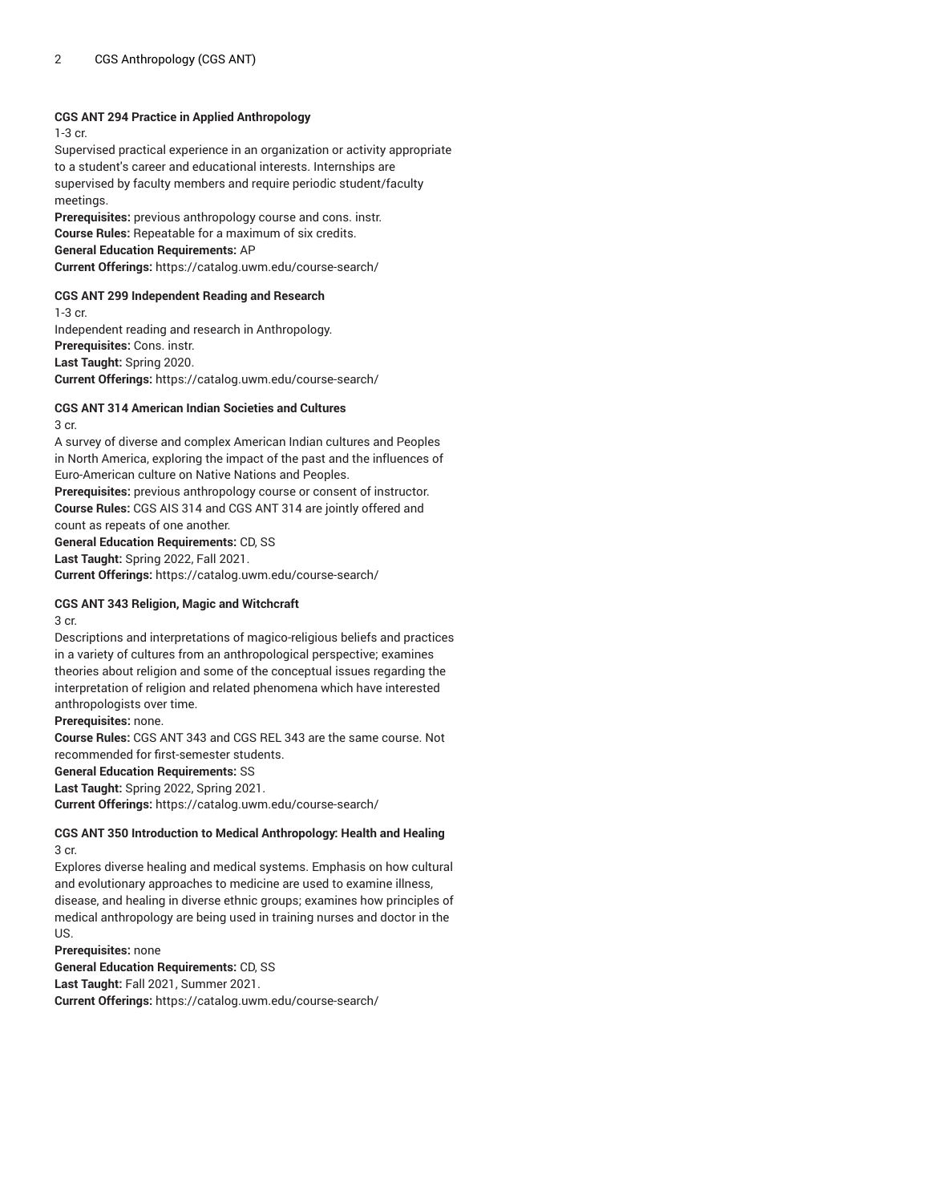**CGS ANT 294 Practice in Applied Anthropology**

1-3 cr.

Supervised practical experience in an organization or activity appropriate to a student's career and educational interests. Internships are supervised by faculty members and require periodic student/faculty meetings.

**Prerequisites:** previous anthropology course and cons. instr.

**Course Rules:** Repeatable for a maximum of six credits.

**General Education Requirements:** AP

**Current Offerings:** https://catalog.uwm.edu/course-search/

**CGS ANT 299 Independent Reading and Research**

1-3 cr.

Independent reading and research in Anthropology.

**Prerequisites:** Cons. instr.

**Last Taught:** Spring 2020.

**Current Offerings:** https://catalog.uwm.edu/course-search/

**CGS ANT 314 American Indian Societies and Cultures**

3 cr.

A survey of diverse and complex American Indian cultures and Peoples in North America, exploring the impact of the past and the influences of Euro-American culture on Native Nations and Peoples.

**Prerequisites:** previous anthropology course or consent of instructor.

**Course Rules:** CGS AIS 314 and CGS ANT 314 are jointly offered and count as repeats of one another.

**General Education Requirements:** CD, SS

**Last Taught:** Spring 2022, Fall 2021.

**Current Offerings:** https://catalog.uwm.edu/course-search/

**CGS ANT 343 Religion, Magic and Witchcraft**

3 cr.

Descriptions and interpretations of magico-religious beliefs and practices in a variety of cultures from an anthropological perspective; examines theories about religion and some of the conceptual issues regarding the interpretation of religion and related phenomena which have interested anthropologists over time.

**Prerequisites:** none.

**Course Rules:** CGS ANT 343 and CGS REL 343 are the same course. Not recommended for first-semester students.

**General Education Requirements:** SS

**Last Taught:** Spring 2022, Spring 2021.

**Current Offerings:** https://catalog.uwm.edu/course-search/

**CGS ANT 350 Introduction to Medical Anthropology: Health and Healing**

3 cr.

Explores diverse healing and medical systems. Emphasis on how cultural and evolutionary approaches to medicine are used to examine illness, disease, and healing in diverse ethnic groups; examines how principles of medical anthropology are being used in training nurses and doctor in the US.

**Prerequisites:** none

**General Education Requirements:** CD, SS

**Last Taught:** Fall 2021, Summer 2021.

**Current Offerings:** https://catalog.uwm.edu/course-search/